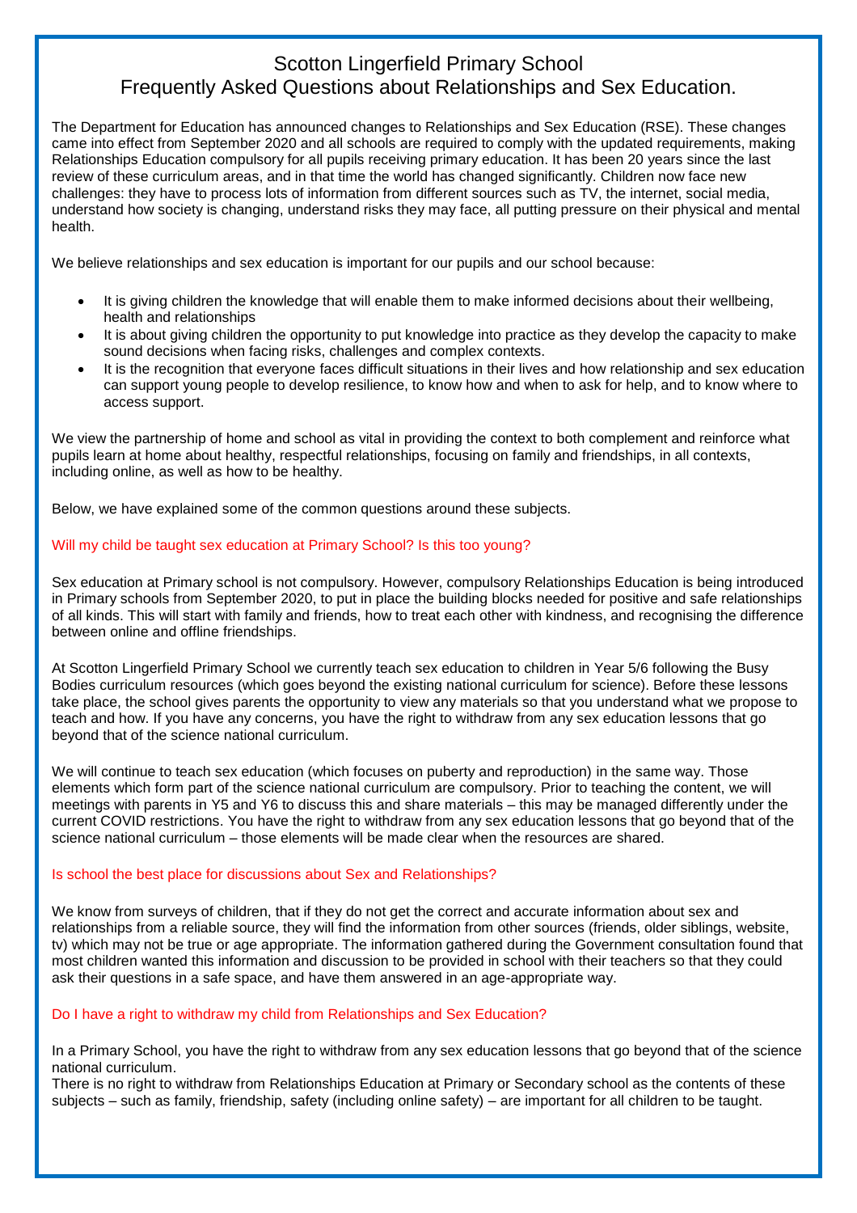# Scotton Lingerfield Primary School
# Frequently Asked Questions about Relationships and Sex Education.

The Department for Education has announced changes to Relationships and Sex Education (RSE). These changes came into effect from September 2020 and all schools are required to comply with the updated requirements, making Relationships Education compulsory for all pupils receiving primary education. It has been 20 years since the last review of these curriculum areas, and in that time the world has changed significantly. Children now face new challenges: they have to process lots of information from different sources such as TV, the internet, social media, understand how society is changing, understand risks they may face, all putting pressure on their physical and mental health.

We believe relationships and sex education is important for our pupils and our school because:

- It is giving children the knowledge that will enable them to make informed decisions about their wellbeing, health and relationships
- It is about giving children the opportunity to put knowledge into practice as they develop the capacity to make sound decisions when facing risks, challenges and complex contexts.
- It is the recognition that everyone faces difficult situations in their lives and how relationship and sex education can support young people to develop resilience, to know how and when to ask for help, and to know where to access support.

We view the partnership of home and school as vital in providing the context to both complement and reinforce what pupils learn at home about healthy, respectful relationships, focusing on family and friendships, in all contexts, including online, as well as how to be healthy.

Below, we have explained some of the common questions around these subjects.

### Will my child be taught sex education at Primary School? Is this too young?

Sex education at Primary school is not compulsory. However, compulsory Relationships Education is being introduced in Primary schools from September 2020, to put in place the building blocks needed for positive and safe relationships of all kinds. This will start with family and friends, how to treat each other with kindness, and recognising the difference between online and offline friendships.

At Scotton Lingerfield Primary School we currently teach sex education to children in Year 5/6 following the Busy Bodies curriculum resources (which goes beyond the existing national curriculum for science). Before these lessons take place, the school gives parents the opportunity to view any materials so that you understand what we propose to teach and how. If you have any concerns, you have the right to withdraw from any sex education lessons that go beyond that of the science national curriculum.

We will continue to teach sex education (which focuses on puberty and reproduction) in the same way. Those elements which form part of the science national curriculum are compulsory. Prior to teaching the content, we will meetings with parents in Y5 and Y6 to discuss this and share materials – this may be managed differently under the current COVID restrictions. You have the right to withdraw from any sex education lessons that go beyond that of the science national curriculum – those elements will be made clear when the resources are shared.

### Is school the best place for discussions about Sex and Relationships?

We know from surveys of children, that if they do not get the correct and accurate information about sex and relationships from a reliable source, they will find the information from other sources (friends, older siblings, website, tv) which may not be true or age appropriate. The information gathered during the Government consultation found that most children wanted this information and discussion to be provided in school with their teachers so that they could ask their questions in a safe space, and have them answered in an age-appropriate way.

### Do I have a right to withdraw my child from Relationships and Sex Education?

In a Primary School, you have the right to withdraw from any sex education lessons that go beyond that of the science national curriculum.

There is no right to withdraw from Relationships Education at Primary or Secondary school as the contents of these subjects – such as family, friendship, safety (including online safety) – are important for all children to be taught.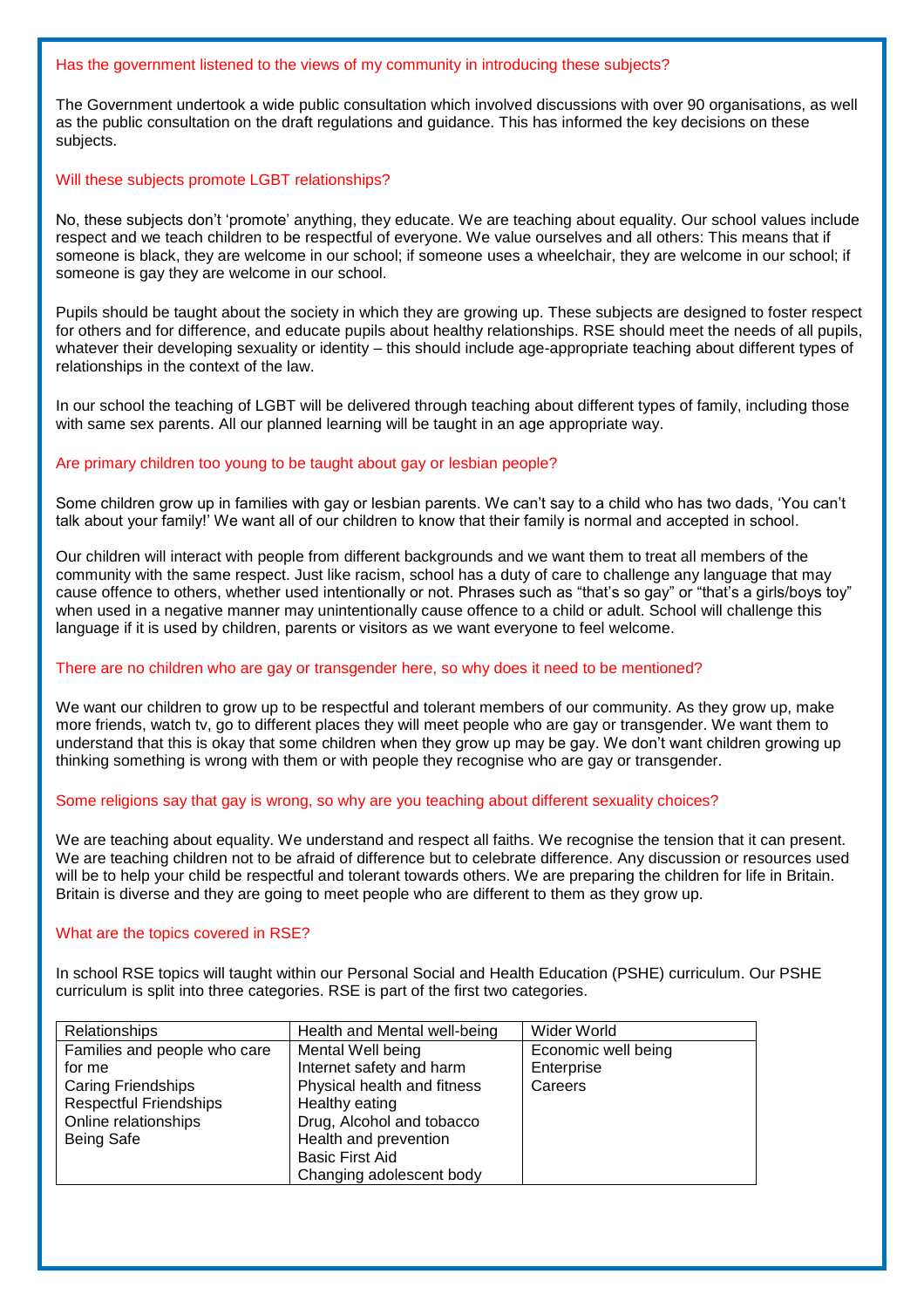### Has the government listened to the views of my community in introducing these subjects?

The Government undertook a wide public consultation which involved discussions with over 90 organisations, as well as the public consultation on the draft regulations and guidance. This has informed the key decisions on these subjects.

### Will these subjects promote LGBT relationships?

No, these subjects don't 'promote' anything, they educate. We are teaching about equality. Our school values include respect and we teach children to be respectful of everyone. We value ourselves and all others: This means that if someone is black, they are welcome in our school; if someone uses a wheelchair, they are welcome in our school; if someone is gay they are welcome in our school.

Pupils should be taught about the society in which they are growing up. These subjects are designed to foster respect for others and for difference, and educate pupils about healthy relationships. RSE should meet the needs of all pupils, whatever their developing sexuality or identity – this should include age-appropriate teaching about different types of relationships in the context of the law.

In our school the teaching of LGBT will be delivered through teaching about different types of family, including those with same sex parents. All our planned learning will be taught in an age appropriate way.

### Are primary children too young to be taught about gay or lesbian people?

Some children grow up in families with gay or lesbian parents. We can't say to a child who has two dads, 'You can't talk about your family!' We want all of our children to know that their family is normal and accepted in school.

Our children will interact with people from different backgrounds and we want them to treat all members of the community with the same respect. Just like racism, school has a duty of care to challenge any language that may cause offence to others, whether used intentionally or not. Phrases such as "that's so gay" or "that's a girls/boys toy" when used in a negative manner may unintentionally cause offence to a child or adult. School will challenge this language if it is used by children, parents or visitors as we want everyone to feel welcome.

### There are no children who are gay or transgender here, so why does it need to be mentioned?

We want our children to grow up to be respectful and tolerant members of our community. As they grow up, make more friends, watch tv, go to different places they will meet people who are gay or transgender. We want them to understand that this is okay that some children when they grow up may be gay. We don't want children growing up thinking something is wrong with them or with people they recognise who are gay or transgender.

### Some religions say that gay is wrong, so why are you teaching about different sexuality choices?

We are teaching about equality. We understand and respect all faiths. We recognise the tension that it can present. We are teaching children not to be afraid of difference but to celebrate difference. Any discussion or resources used will be to help your child be respectful and tolerant towards others. We are preparing the children for life in Britain. Britain is diverse and they are going to meet people who are different to them as they grow up.

### What are the topics covered in RSE?

In school RSE topics will taught within our Personal Social and Health Education (PSHE) curriculum. Our PSHE curriculum is split into three categories. RSE is part of the first two categories.

| Relationships | Health and Mental well-being | Wider World |
|---|---|---|
| Families and people who care for me<br>Caring Friendships<br>Respectful Friendships<br>Online relationships<br>Being Safe | Mental Well being<br>Internet safety and harm<br>Physical health and fitness<br>Healthy eating<br>Drug, Alcohol and tobacco<br>Health and prevention<br>Basic First Aid<br>Changing adolescent body | Economic well being<br>Enterprise<br>Careers |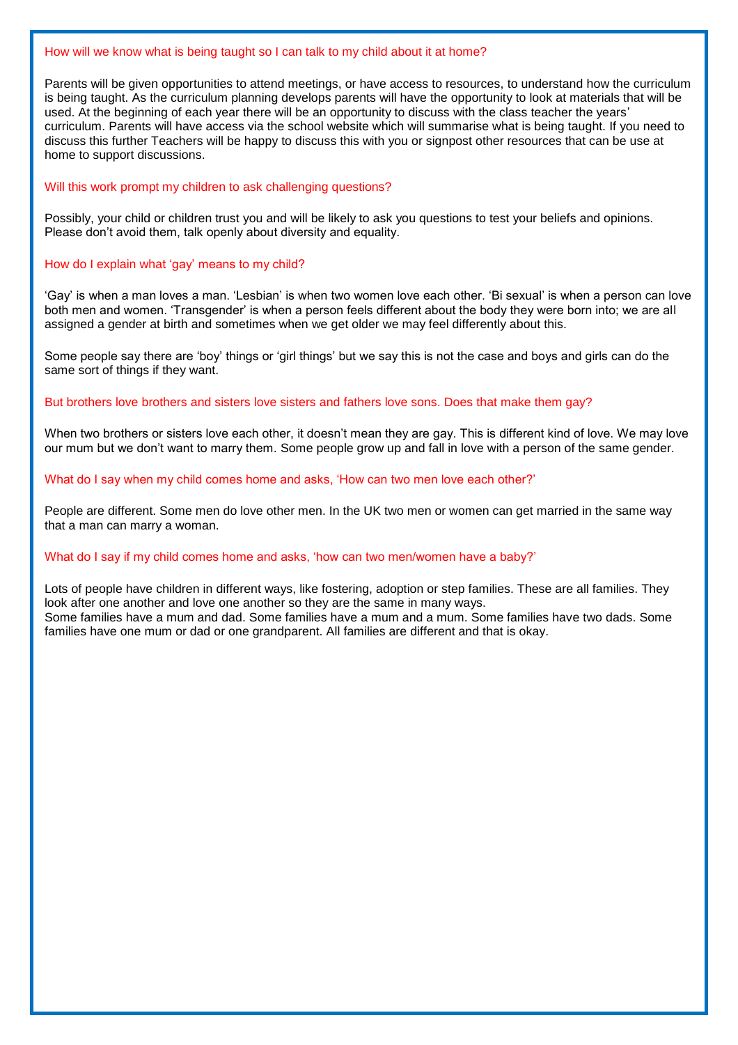### How will we know what is being taught so I can talk to my child about it at home?

Parents will be given opportunities to attend meetings, or have access to resources, to understand how the curriculum is being taught. As the curriculum planning develops parents will have the opportunity to look at materials that will be used. At the beginning of each year there will be an opportunity to discuss with the class teacher the years' curriculum. Parents will have access via the school website which will summarise what is being taught. If you need to discuss this further Teachers will be happy to discuss this with you or signpost other resources that can be use at home to support discussions.

### Will this work prompt my children to ask challenging questions?

Possibly, your child or children trust you and will be likely to ask you questions to test your beliefs and opinions. Please don't avoid them, talk openly about diversity and equality.

### How do I explain what 'gay' means to my child?

'Gay' is when a man loves a man. 'Lesbian' is when two women love each other. 'Bi sexual' is when a person can love both men and women. 'Transgender' is when a person feels different about the body they were born into; we are all assigned a gender at birth and sometimes when we get older we may feel differently about this.

Some people say there are 'boy' things or 'girl things' but we say this is not the case and boys and girls can do the same sort of things if they want.

### But brothers love brothers and sisters love sisters and fathers love sons. Does that make them gay?

When two brothers or sisters love each other, it doesn't mean they are gay. This is different kind of love. We may love our mum but we don't want to marry them. Some people grow up and fall in love with a person of the same gender.

### What do I say when my child comes home and asks, 'How can two men love each other?'

People are different. Some men do love other men. In the UK two men or women can get married in the same way that a man can marry a woman.

### What do I say if my child comes home and asks, 'how can two men/women have a baby?'

Lots of people have children in different ways, like fostering, adoption or step families. These are all families. They look after one another and love one another so they are the same in many ways.
Some families have a mum and dad. Some families have a mum and a mum. Some families have two dads. Some families have one mum or dad or one grandparent. All families are different and that is okay.